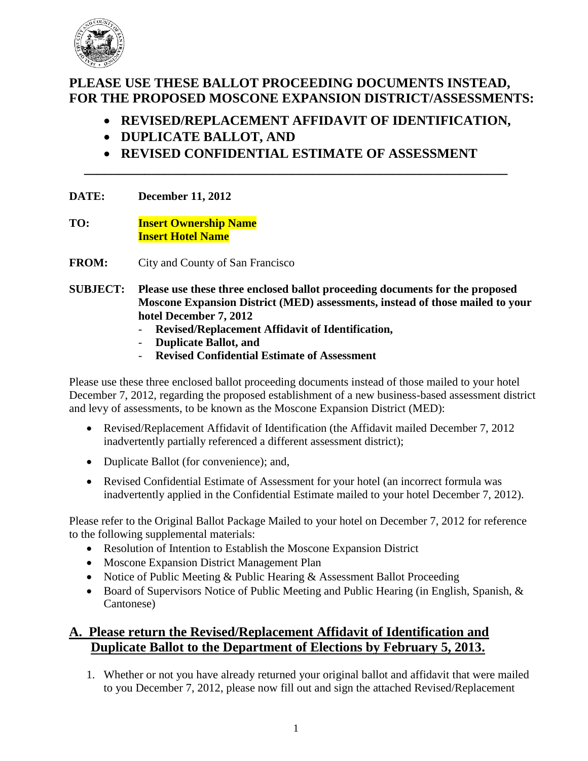# PLEASE USE THESE BALLOT PROCEEDING DOCUMENTS INSTEAD, FOR THE PROPOSED MOSCONE EXPANSION DISTRICT/ASSESSMENTS:

- **REVISED/REPLACEMENT AFFIDAVIT OF IDENTIFICATION,**
- **DUPLICATE BALLOT, AND**
- **REVISED CONFIDENTIAL ESTIMATE OF ASSESSMENT**

---

**DATE:** **December 11, 2012**

**TO:** **Insert Ownership Name**
**Insert Hotel Name**

**FROM:** City and County of San Francisco

**SUBJECT:** **Please use these three enclosed ballot proceeding documents for the proposed Moscone Expansion District (MED) assessments, instead of those mailed to your hotel December 7, 2012**

- **Revised/Replacement Affidavit of Identification,**
- **Duplicate Ballot, and**
- **Revised Confidential Estimate of Assessment**

Please use these three enclosed ballot proceeding documents instead of those mailed to your hotel December 7, 2012, regarding the proposed establishment of a new business-based assessment district and levy of assessments, to be known as the Moscone Expansion District (MED):

- Revised/Replacement Affidavit of Identification (the Affidavit mailed December 7, 2012 inadvertently partially referenced a different assessment district);
- Duplicate Ballot (for convenience); and,
- Revised Confidential Estimate of Assessment for your hotel (an incorrect formula was inadvertently applied in the Confidential Estimate mailed to your hotel December 7, 2012).

Please refer to the Original Ballot Package Mailed to your hotel on December 7, 2012 for reference to the following supplemental materials:

- Resolution of Intention to Establish the Moscone Expansion District
- Moscone Expansion District Management Plan
- Notice of Public Meeting & Public Hearing & Assessment Ballot Proceeding
- Board of Supervisors Notice of Public Meeting and Public Hearing (in English, Spanish, & Cantonese)

## A. Please return the Revised/Replacement Affidavit of Identification and Duplicate Ballot to the Department of Elections by February 5, 2013.

1. Whether or not you have already returned your original ballot and affidavit that were mailed to you December 7, 2012, please now fill out and sign the attached Revised/Replacement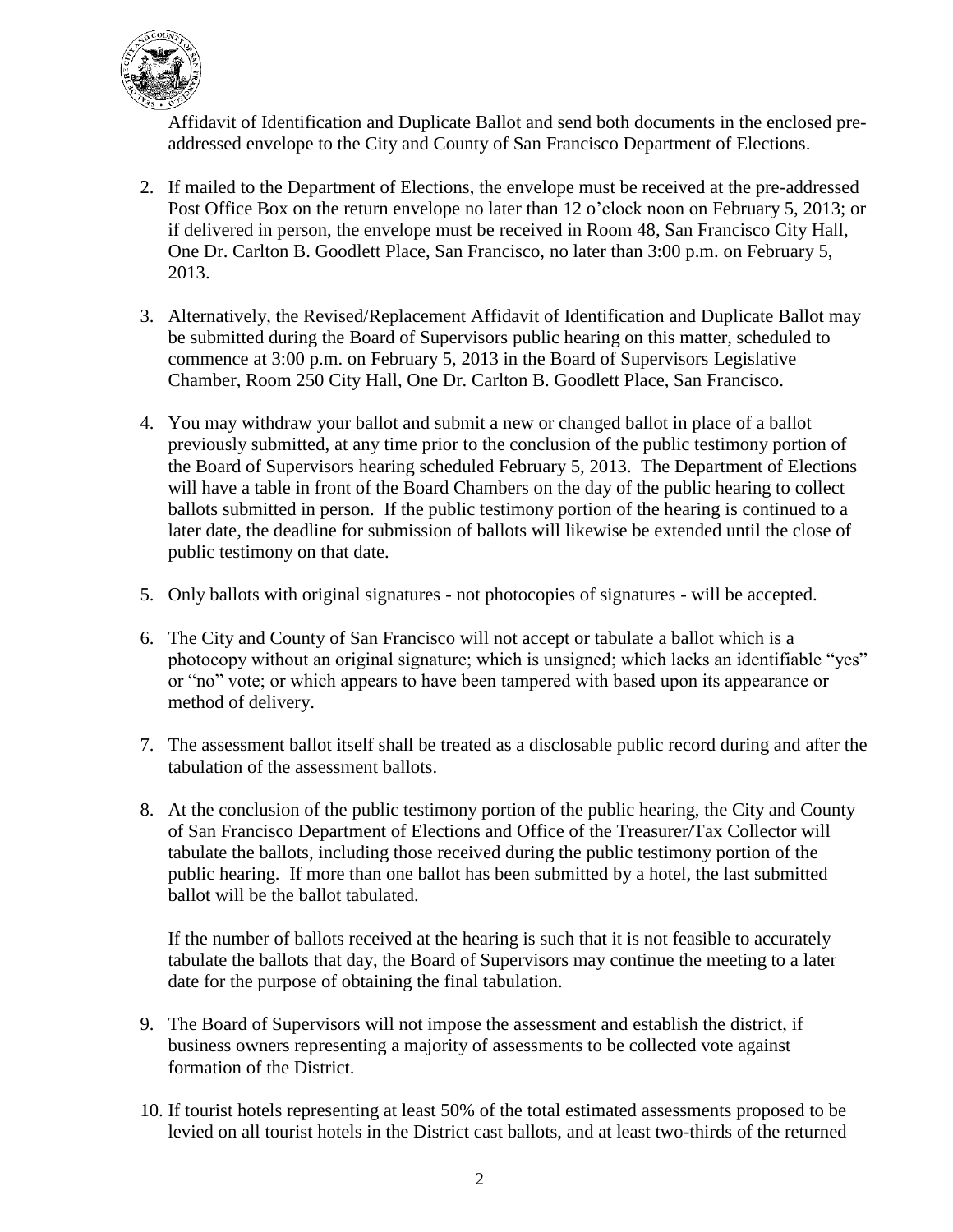Affidavit of Identification and Duplicate Ballot and send both documents in the enclosed pre-addressed envelope to the City and County of San Francisco Department of Elections.

2. If mailed to the Department of Elections, the envelope must be received at the pre-addressed Post Office Box on the return envelope no later than 12 o'clock noon on February 5, 2013; or if delivered in person, the envelope must be received in Room 48, San Francisco City Hall, One Dr. Carlton B. Goodlett Place, San Francisco, no later than 3:00 p.m. on February 5, 2013.

3. Alternatively, the Revised/Replacement Affidavit of Identification and Duplicate Ballot may be submitted during the Board of Supervisors public hearing on this matter, scheduled to commence at 3:00 p.m. on February 5, 2013 in the Board of Supervisors Legislative Chamber, Room 250 City Hall, One Dr. Carlton B. Goodlett Place, San Francisco.

4. You may withdraw your ballot and submit a new or changed ballot in place of a ballot previously submitted, at any time prior to the conclusion of the public testimony portion of the Board of Supervisors hearing scheduled February 5, 2013. The Department of Elections will have a table in front of the Board Chambers on the day of the public hearing to collect ballots submitted in person. If the public testimony portion of the hearing is continued to a later date, the deadline for submission of ballots will likewise be extended until the close of public testimony on that date.

5. Only ballots with original signatures - not photocopies of signatures - will be accepted.

6. The City and County of San Francisco will not accept or tabulate a ballot which is a photocopy without an original signature; which is unsigned; which lacks an identifiable "yes" or "no" vote; or which appears to have been tampered with based upon its appearance or method of delivery.

7. The assessment ballot itself shall be treated as a disclosable public record during and after the tabulation of the assessment ballots.

8. At the conclusion of the public testimony portion of the public hearing, the City and County of San Francisco Department of Elections and Office of the Treasurer/Tax Collector will tabulate the ballots, including those received during the public testimony portion of the public hearing. If more than one ballot has been submitted by a hotel, the last submitted ballot will be the ballot tabulated.

   If the number of ballots received at the hearing is such that it is not feasible to accurately tabulate the ballots that day, the Board of Supervisors may continue the meeting to a later date for the purpose of obtaining the final tabulation.

9. The Board of Supervisors will not impose the assessment and establish the district, if business owners representing a majority of assessments to be collected vote against formation of the District.

10. If tourist hotels representing at least 50% of the total estimated assessments proposed to be levied on all tourist hotels in the District cast ballots, and at least two-thirds of the returned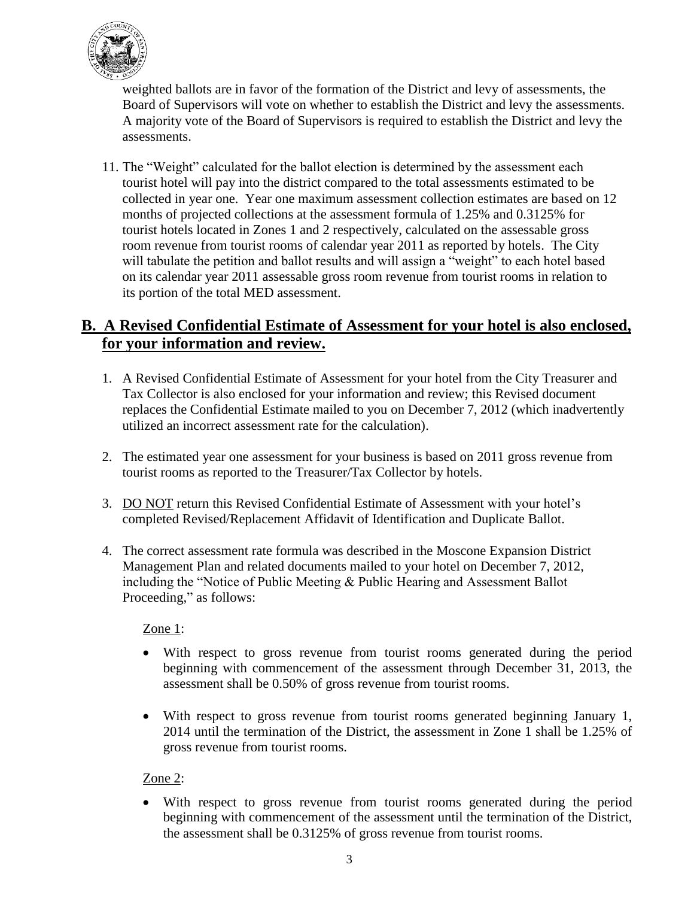weighted ballots are in favor of the formation of the District and levy of assessments, the Board of Supervisors will vote on whether to establish the District and levy the assessments. A majority vote of the Board of Supervisors is required to establish the District and levy the assessments.

11. The "Weight" calculated for the ballot election is determined by the assessment each tourist hotel will pay into the district compared to the total assessments estimated to be collected in year one. Year one maximum assessment collection estimates are based on 12 months of projected collections at the assessment formula of 1.25% and 0.3125% for tourist hotels located in Zones 1 and 2 respectively, calculated on the assessable gross room revenue from tourist rooms of calendar year 2011 as reported by hotels. The City will tabulate the petition and ballot results and will assign a "weight" to each hotel based on its calendar year 2011 assessable gross room revenue from tourist rooms in relation to its portion of the total MED assessment.

## B. A Revised Confidential Estimate of Assessment for your hotel is also enclosed, for your information and review.

1. A Revised Confidential Estimate of Assessment for your hotel from the City Treasurer and Tax Collector is also enclosed for your information and review; this Revised document replaces the Confidential Estimate mailed to you on December 7, 2012 (which inadvertently utilized an incorrect assessment rate for the calculation).

2. The estimated year one assessment for your business is based on 2011 gross revenue from tourist rooms as reported to the Treasurer/Tax Collector by hotels.

3. <u>DO NOT</u> return this Revised Confidential Estimate of Assessment with your hotel's completed Revised/Replacement Affidavit of Identification and Duplicate Ballot.

4. The correct assessment rate formula was described in the Moscone Expansion District Management Plan and related documents mailed to your hotel on December 7, 2012, including the "Notice of Public Meeting & Public Hearing and Assessment Ballot Proceeding," as follows:

   <u>Zone 1</u>:

   - With respect to gross revenue from tourist rooms generated during the period beginning with commencement of the assessment through December 31, 2013, the assessment shall be 0.50% of gross revenue from tourist rooms.

   - With respect to gross revenue from tourist rooms generated beginning January 1, 2014 until the termination of the District, the assessment in Zone 1 shall be 1.25% of gross revenue from tourist rooms.

   <u>Zone 2</u>:

   - With respect to gross revenue from tourist rooms generated during the period beginning with commencement of the assessment until the termination of the District, the assessment shall be 0.3125% of gross revenue from tourist rooms.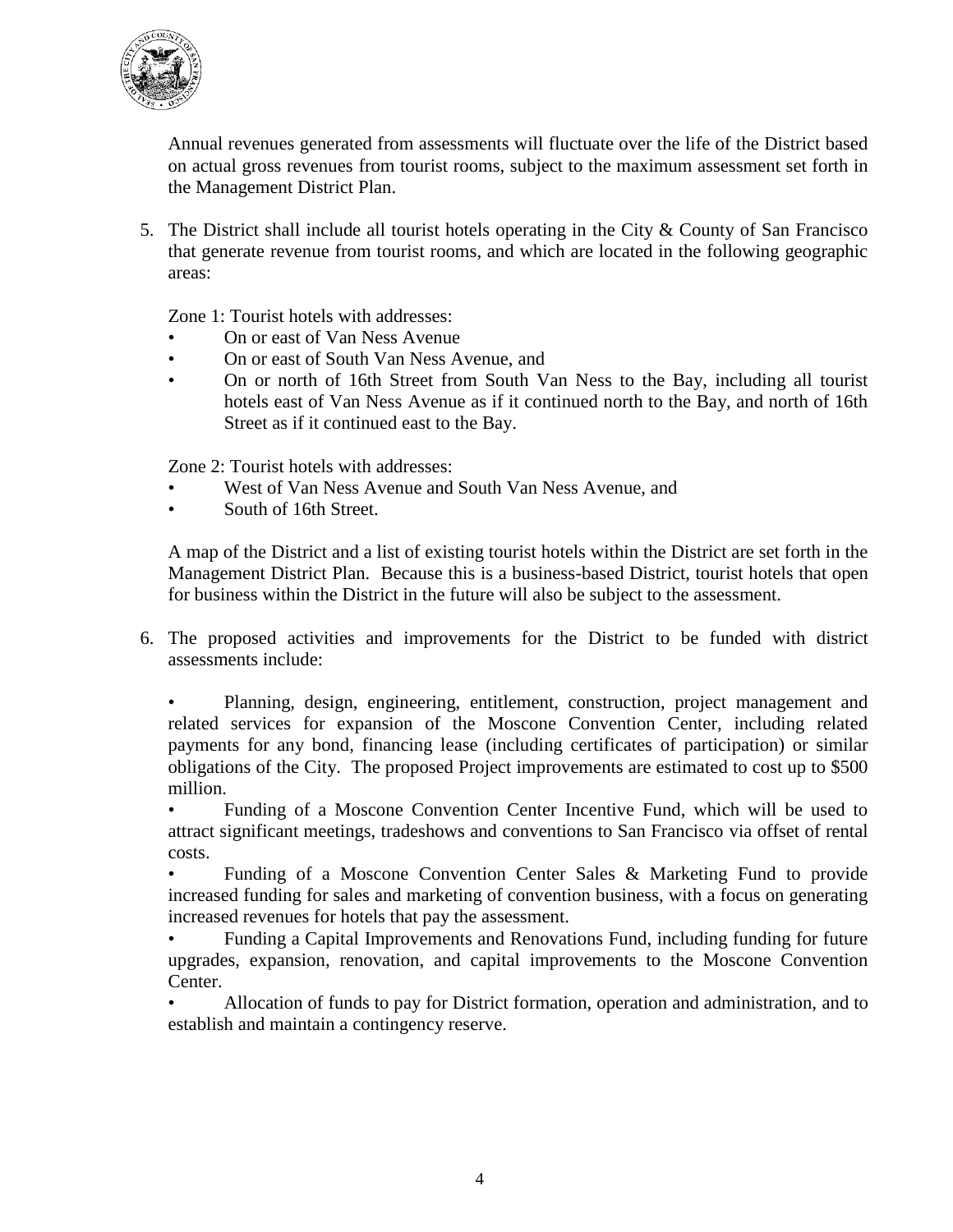Annual revenues generated from assessments will fluctuate over the life of the District based on actual gross revenues from tourist rooms, subject to the maximum assessment set forth in the Management District Plan.

5. The District shall include all tourist hotels operating in the City & County of San Francisco that generate revenue from tourist rooms, and which are located in the following geographic areas:

   Zone 1: Tourist hotels with addresses:
   - On or east of Van Ness Avenue
   - On or east of South Van Ness Avenue, and
   - On or north of 16th Street from South Van Ness to the Bay, including all tourist hotels east of Van Ness Avenue as if it continued north to the Bay, and north of 16th Street as if it continued east to the Bay.

   Zone 2: Tourist hotels with addresses:
   - West of Van Ness Avenue and South Van Ness Avenue, and
   - South of 16th Street.

   A map of the District and a list of existing tourist hotels within the District are set forth in the Management District Plan. Because this is a business-based District, tourist hotels that open for business within the District in the future will also be subject to the assessment.

6. The proposed activities and improvements for the District to be funded with district assessments include:

   - Planning, design, engineering, entitlement, construction, project management and related services for expansion of the Moscone Convention Center, including related payments for any bond, financing lease (including certificates of participation) or similar obligations of the City. The proposed Project improvements are estimated to cost up to $500 million.
   - Funding of a Moscone Convention Center Incentive Fund, which will be used to attract significant meetings, tradeshows and conventions to San Francisco via offset of rental costs.
   - Funding of a Moscone Convention Center Sales & Marketing Fund to provide increased funding for sales and marketing of convention business, with a focus on generating increased revenues for hotels that pay the assessment.
   - Funding a Capital Improvements and Renovations Fund, including funding for future upgrades, expansion, renovation, and capital improvements to the Moscone Convention Center.
   - Allocation of funds to pay for District formation, operation and administration, and to establish and maintain a contingency reserve.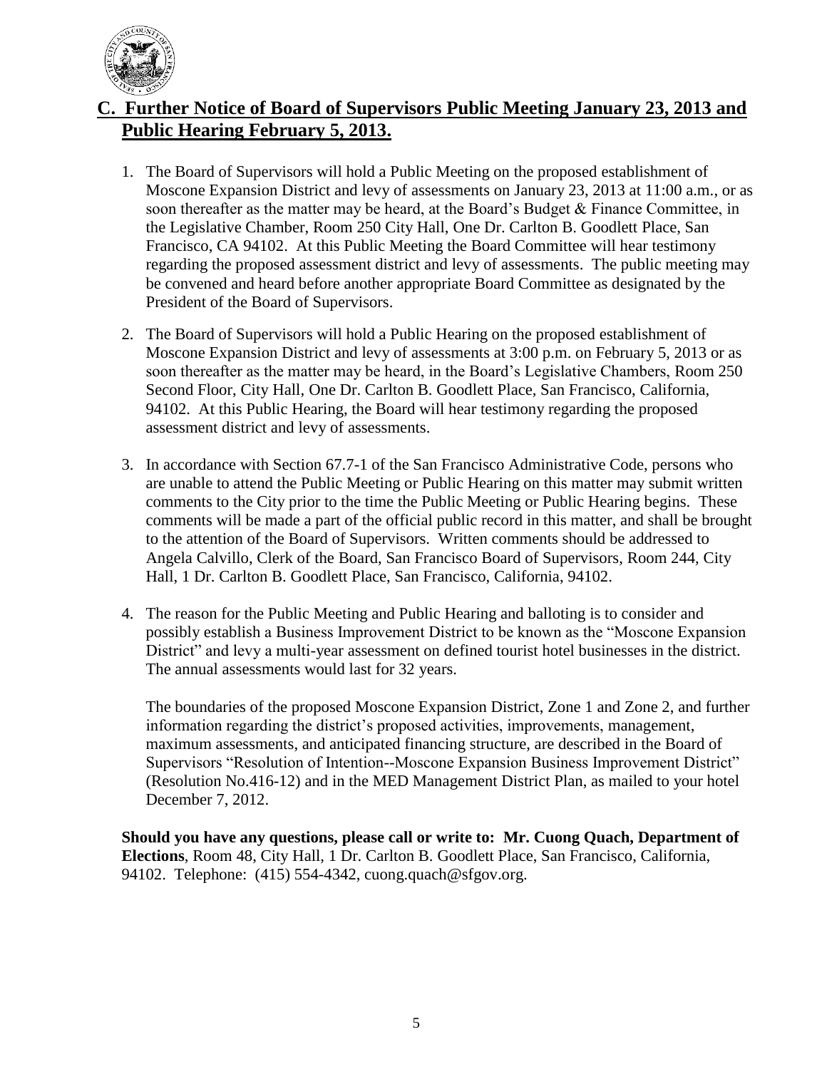## C. Further Notice of Board of Supervisors Public Meeting January 23, 2013 and Public Hearing February 5, 2013.

1. The Board of Supervisors will hold a Public Meeting on the proposed establishment of Moscone Expansion District and levy of assessments on January 23, 2013 at 11:00 a.m., or as soon thereafter as the matter may be heard, at the Board's Budget & Finance Committee, in the Legislative Chamber, Room 250 City Hall, One Dr. Carlton B. Goodlett Place, San Francisco, CA 94102. At this Public Meeting the Board Committee will hear testimony regarding the proposed assessment district and levy of assessments. The public meeting may be convened and heard before another appropriate Board Committee as designated by the President of the Board of Supervisors.

2. The Board of Supervisors will hold a Public Hearing on the proposed establishment of Moscone Expansion District and levy of assessments at 3:00 p.m. on February 5, 2013 or as soon thereafter as the matter may be heard, in the Board's Legislative Chambers, Room 250 Second Floor, City Hall, One Dr. Carlton B. Goodlett Place, San Francisco, California, 94102. At this Public Hearing, the Board will hear testimony regarding the proposed assessment district and levy of assessments.

3. In accordance with Section 67.7-1 of the San Francisco Administrative Code, persons who are unable to attend the Public Meeting or Public Hearing on this matter may submit written comments to the City prior to the time the Public Meeting or Public Hearing begins. These comments will be made a part of the official public record in this matter, and shall be brought to the attention of the Board of Supervisors. Written comments should be addressed to Angela Calvillo, Clerk of the Board, San Francisco Board of Supervisors, Room 244, City Hall, 1 Dr. Carlton B. Goodlett Place, San Francisco, California, 94102.

4. The reason for the Public Meeting and Public Hearing and balloting is to consider and possibly establish a Business Improvement District to be known as the "Moscone Expansion District" and levy a multi-year assessment on defined tourist hotel businesses in the district. The annual assessments would last for 32 years.

   The boundaries of the proposed Moscone Expansion District, Zone 1 and Zone 2, and further information regarding the district's proposed activities, improvements, management, maximum assessments, and anticipated financing structure, are described in the Board of Supervisors "Resolution of Intention--Moscone Expansion Business Improvement District" (Resolution No.416-12) and in the MED Management District Plan, as mailed to your hotel December 7, 2012.

**Should you have any questions, please call or write to: Mr. Cuong Quach, Department of Elections**, Room 48, City Hall, 1 Dr. Carlton B. Goodlett Place, San Francisco, California, 94102. Telephone: (415) 554-4342, cuong.quach@sfgov.org.